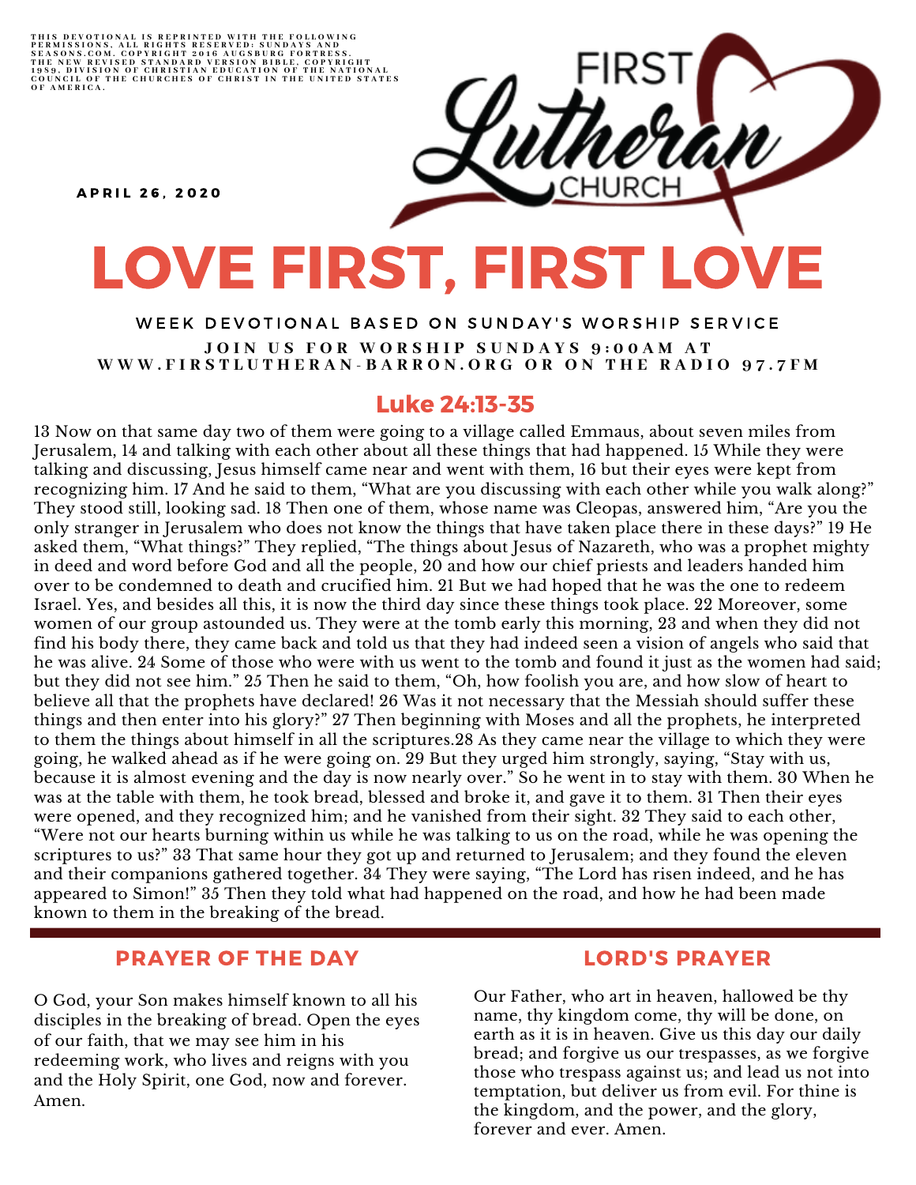THIS DEVOTIONAL IS REPRINTED WITH THE FOLLOWING PERMISSIONS. ALL RIGHTS RESERVED: SUNDAYS AND SEASONS.COM. COPYRIGHT 2016 AUGSBURG FORTRESS. THE NEW REVISED STANDARD VERSION BIBLE, COPYRIGHT 1989, DIVISION OF CHRISTIAN EDUCATION OF THE NATIONAL COUNCIL OF THE CHURCHES OF CHRIST IN THE UNITED STATES OF AMERICA.

FIRST Lutheran CHURCH

APRIL 26, 2020

# LOVE FIRST, FIRST LOVE

WEEK DEVOTIONAL BASED ON SUNDAY'S WORSHIP SERVICE

JOIN US FOR WORSHIP SUNDAYS 9:00AM AT WWW.FIRSTLUTHERAN-BARRON.ORG OR ON THE RADIO 97.7FM

## Luke 24:13-35

13 Now on that same day two of them were going to a village called Emmaus, about seven miles from Jerusalem, 14 and talking with each other about all these things that had happened. 15 While they were talking and discussing, Jesus himself came near and went with them, 16 but their eyes were kept from recognizing him. 17 And he said to them, "What are you discussing with each other while you walk along?" They stood still, looking sad. 18 Then one of them, whose name was Cleopas, answered him, "Are you the only stranger in Jerusalem who does not know the things that have taken place there in these days?" 19 He asked them, "What things?" They replied, "The things about Jesus of Nazareth, who was a prophet mighty in deed and word before God and all the people, 20 and how our chief priests and leaders handed him over to be condemned to death and crucified him. 21 But we had hoped that he was the one to redeem Israel. Yes, and besides all this, it is now the third day since these things took place. 22 Moreover, some women of our group astounded us. They were at the tomb early this morning, 23 and when they did not find his body there, they came back and told us that they had indeed seen a vision of angels who said that he was alive. 24 Some of those who were with us went to the tomb and found it just as the women had said; but they did not see him." 25 Then he said to them, "Oh, how foolish you are, and how slow of heart to believe all that the prophets have declared! 26 Was it not necessary that the Messiah should suffer these things and then enter into his glory?" 27 Then beginning with Moses and all the prophets, he interpreted to them the things about himself in all the scriptures.28 As they came near the village to which they were going, he walked ahead as if he were going on. 29 But they urged him strongly, saying, "Stay with us, because it is almost evening and the day is now nearly over." So he went in to stay with them. 30 When he was at the table with them, he took bread, blessed and broke it, and gave it to them. 31 Then their eyes were opened, and they recognized him; and he vanished from their sight. 32 They said to each other, "Were not our hearts burning within us while he was talking to us on the road, while he was opening the scriptures to us?" 33 That same hour they got up and returned to Jerusalem; and they found the eleven and their companions gathered together. 34 They were saying, "The Lord has risen indeed, and he has appeared to Simon!" 35 Then they told what had happened on the road, and how he had been made known to them in the breaking of the bread.

## PRAYER OF THE DAY

O God, your Son makes himself known to all his disciples in the breaking of bread. Open the eyes of our faith, that we may see him in his redeeming work, who lives and reigns with you and the Holy Spirit, one God, now and forever. Amen.

## LORD'S PRAYER

Our Father, who art in heaven, hallowed be thy name, thy kingdom come, thy will be done, on earth as it is in heaven. Give us this day our daily bread; and forgive us our trespasses, as we forgive those who trespass against us; and lead us not into temptation, but deliver us from evil. For thine is the kingdom, and the power, and the glory, forever and ever. Amen.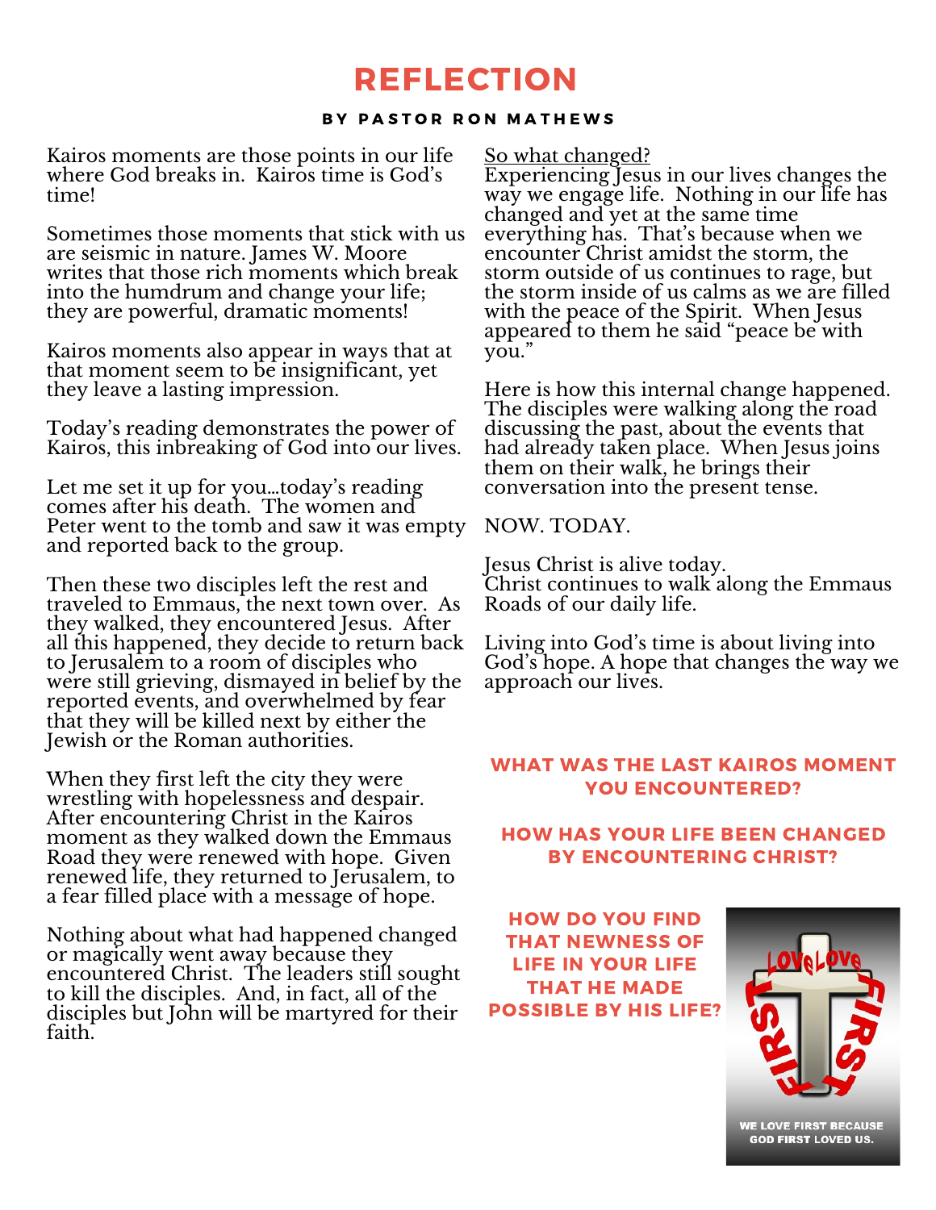# REFLECTION

**BY PASTOR RON MATHEWS**

Kairos moments are those points in our life where God breaks in. Kairos time is God's time!

Sometimes those moments that stick with us are seismic in nature. James W. Moore writes that those rich moments which break into the humdrum and change your life; they are powerful, dramatic moments!

Kairos moments also appear in ways that at that moment seem to be insignificant, yet they leave a lasting impression.

Today's reading demonstrates the power of Kairos, this inbreaking of God into our lives.

Let me set it up for you...today's reading comes after his death. The women and Peter went to the tomb and saw it was empty and reported back to the group.

Then these two disciples left the rest and traveled to Emmaus, the next town over. As they walked, they encountered Jesus. After all this happened, they decide to return back to Jerusalem to a room of disciples who were still grieving, dismayed in belief by the reported events, and overwhelmed by fear that they will be killed next by either the Jewish or the Roman authorities.

When they first left the city they were wrestling with hopelessness and despair. After encountering Christ in the Kairos moment as they walked down the Emmaus Road they were renewed with hope. Given renewed life, they returned to Jerusalem, to a fear filled place with a message of hope.

Nothing about what had happened changed or magically went away because they encountered Christ. The leaders still sought to kill the disciples. And, in fact, all of the disciples but John will be martyred for their faith.

So what changed?
Experiencing Jesus in our lives changes the way we engage life. Nothing in our life has changed and yet at the same time everything has. That's because when we encounter Christ amidst the storm, the storm outside of us continues to rage, but the storm inside of us calms as we are filled with the peace of the Spirit. When Jesus appeared to them he said "peace be with you."

Here is how this internal change happened. The disciples were walking along the road discussing the past, about the events that had already taken place. When Jesus joins them on their walk, he brings their conversation into the present tense.

NOW. TODAY.

Jesus Christ is alive today.
Christ continues to walk along the Emmaus Roads of our daily life.

Living into God's time is about living into God's hope. A hope that changes the way we approach our lives.

**WHAT WAS THE LAST KAIROS MOMENT YOU ENCOUNTERED?**

**HOW HAS YOUR LIFE BEEN CHANGED BY ENCOUNTERING CHRIST?**

**HOW DO YOU FIND THAT NEWNESS OF LIFE IN YOUR LIFE THAT HE MADE POSSIBLE BY HIS LIFE?**

LOVE LOVE FIRST FIRST

WE LOVE FIRST BECAUSE GOD FIRST LOVED US.